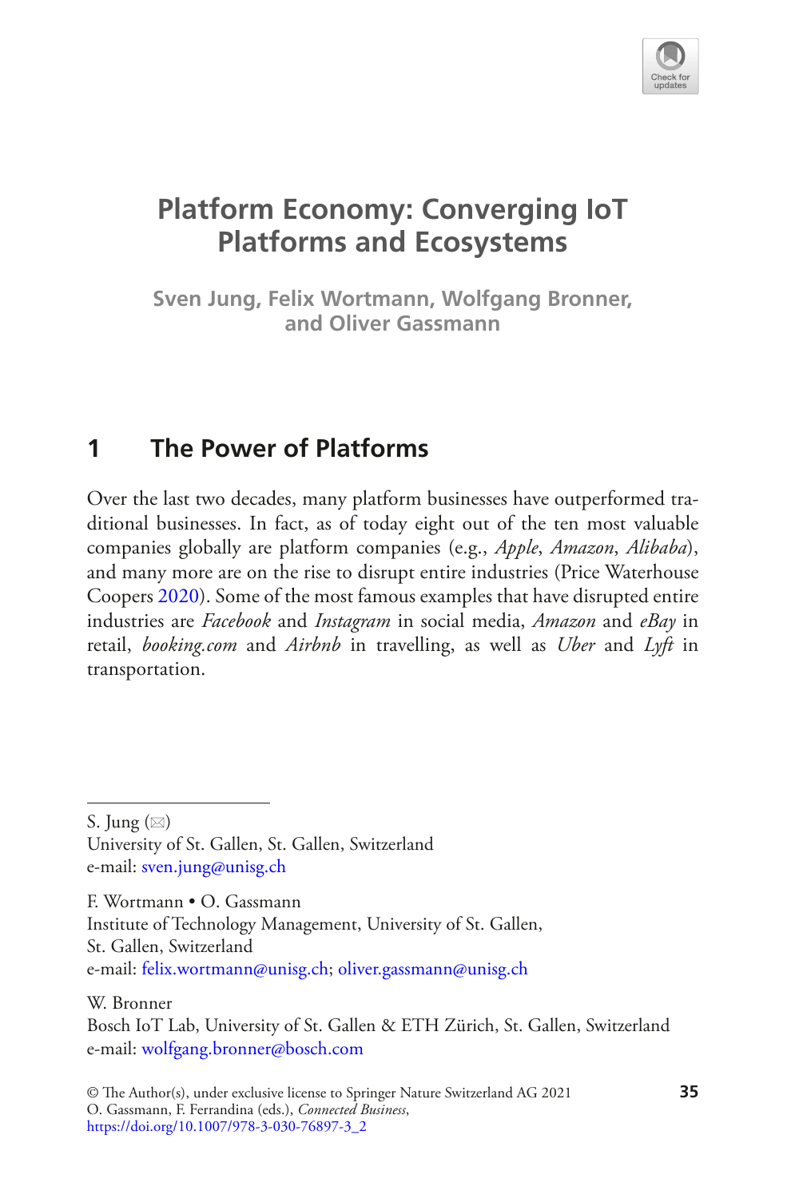# Platform Economy: Converging IoT Platforms and Ecosystems

**Sven Jung, Felix Wortmann, Wolfgang Bronner, and Oliver Gassmann**

## 1 The Power of Platforms

Over the last two decades, many platform businesses have outperformed traditional businesses. In fact, as of today eight out of the ten most valuable companies globally are platform companies (e.g., *Apple*, *Amazon*, *Alibaba*), and many more are on the rise to disrupt entire industries (Price Waterhouse Coopers 2020). Some of the most famous examples that have disrupted entire industries are *Facebook* and *Instagram* in social media, *Amazon* and *eBay* in retail, *booking.com* and *Airbnb* in travelling, as well as *Uber* and *Lyft* in transportation.

---

S. Jung (✉)
University of St. Gallen, St. Gallen, Switzerland
e-mail: sven.jung@unisg.ch

F. Wortmann • O. Gassmann
Institute of Technology Management, University of St. Gallen, St. Gallen, Switzerland
e-mail: felix.wortmann@unisg.ch; oliver.gassmann@unisg.ch

W. Bronner
Bosch IoT Lab, University of St. Gallen & ETH Zürich, St. Gallen, Switzerland
e-mail: wolfgang.bronner@bosch.com

© The Author(s), under exclusive license to Springer Nature Switzerland AG 2021
O. Gassmann, F. Ferrandina (eds.), *Connected Business*,
https://doi.org/10.1007/978-3-030-76897-3_2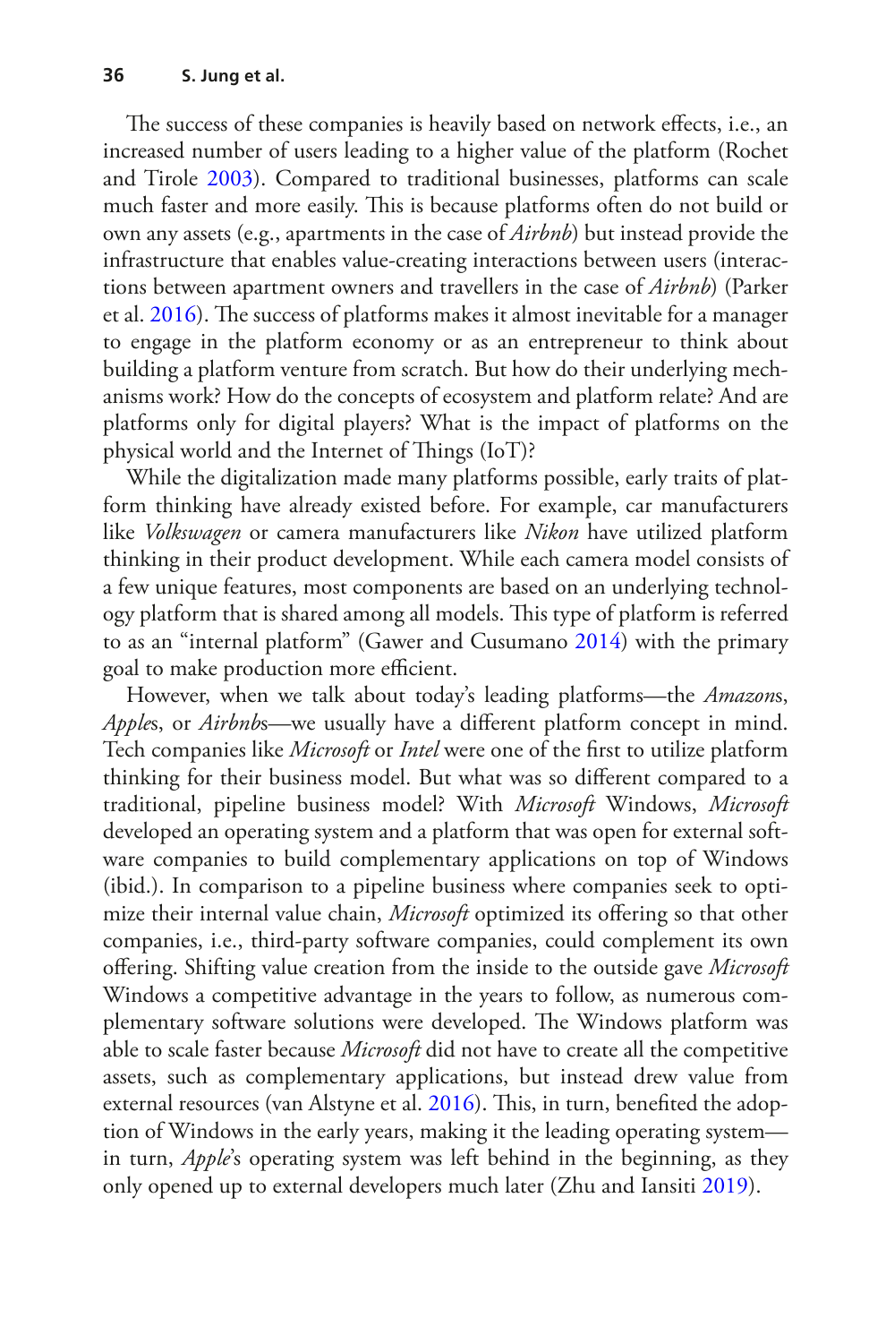The success of these companies is heavily based on network effects, i.e., an increased number of users leading to a higher value of the platform (Rochet and Tirole 2003). Compared to traditional businesses, platforms can scale much faster and more easily. This is because platforms often do not build or own any assets (e.g., apartments in the case of *Airbnb*) but instead provide the infrastructure that enables value-creating interactions between users (interactions between apartment owners and travellers in the case of *Airbnb*) (Parker et al. 2016). The success of platforms makes it almost inevitable for a manager to engage in the platform economy or as an entrepreneur to think about building a platform venture from scratch. But how do their underlying mechanisms work? How do the concepts of ecosystem and platform relate? And are platforms only for digital players? What is the impact of platforms on the physical world and the Internet of Things (IoT)?

While the digitalization made many platforms possible, early traits of platform thinking have already existed before. For example, car manufacturers like *Volkswagen* or camera manufacturers like *Nikon* have utilized platform thinking in their product development. While each camera model consists of a few unique features, most components are based on an underlying technology platform that is shared among all models. This type of platform is referred to as an "internal platform" (Gawer and Cusumano 2014) with the primary goal to make production more efficient.

However, when we talk about today's leading platforms—the *Amazon*s, *Apple*s, or *Airbnb*s—we usually have a different platform concept in mind. Tech companies like *Microsoft* or *Intel* were one of the first to utilize platform thinking for their business model. But what was so different compared to a traditional, pipeline business model? With *Microsoft* Windows, *Microsoft* developed an operating system and a platform that was open for external software companies to build complementary applications on top of Windows (ibid.). In comparison to a pipeline business where companies seek to optimize their internal value chain, *Microsoft* optimized its offering so that other companies, i.e., third-party software companies, could complement its own offering. Shifting value creation from the inside to the outside gave *Microsoft* Windows a competitive advantage in the years to follow, as numerous complementary software solutions were developed. The Windows platform was able to scale faster because *Microsoft* did not have to create all the competitive assets, such as complementary applications, but instead drew value from external resources (van Alstyne et al. 2016). This, in turn, benefited the adoption of Windows in the early years, making it the leading operating system—in turn, *Apple*'s operating system was left behind in the beginning, as they only opened up to external developers much later (Zhu and Iansiti 2019).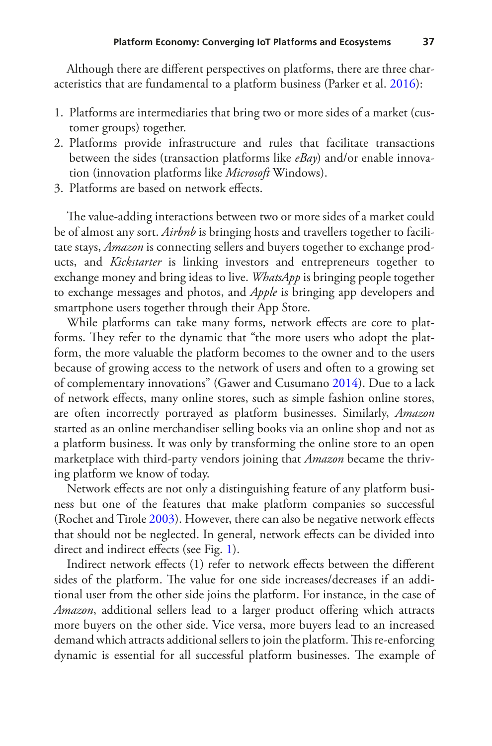Although there are different perspectives on platforms, there are three characteristics that are fundamental to a platform business (Parker et al. 2016):

1. Platforms are intermediaries that bring two or more sides of a market (customer groups) together.
2. Platforms provide infrastructure and rules that facilitate transactions between the sides (transaction platforms like *eBay*) and/or enable innovation (innovation platforms like *Microsoft* Windows).
3. Platforms are based on network effects.

The value-adding interactions between two or more sides of a market could be of almost any sort. *Airbnb* is bringing hosts and travellers together to facilitate stays, *Amazon* is connecting sellers and buyers together to exchange products, and *Kickstarter* is linking investors and entrepreneurs together to exchange money and bring ideas to live. *WhatsApp* is bringing people together to exchange messages and photos, and *Apple* is bringing app developers and smartphone users together through their App Store.

While platforms can take many forms, network effects are core to platforms. They refer to the dynamic that "the more users who adopt the platform, the more valuable the platform becomes to the owner and to the users because of growing access to the network of users and often to a growing set of complementary innovations" (Gawer and Cusumano 2014). Due to a lack of network effects, many online stores, such as simple fashion online stores, are often incorrectly portrayed as platform businesses. Similarly, *Amazon* started as an online merchandiser selling books via an online shop and not as a platform business. It was only by transforming the online store to an open marketplace with third-party vendors joining that *Amazon* became the thriving platform we know of today.

Network effects are not only a distinguishing feature of any platform business but one of the features that make platform companies so successful (Rochet and Tirole 2003). However, there can also be negative network effects that should not be neglected. In general, network effects can be divided into direct and indirect effects (see Fig. 1).

Indirect network effects (1) refer to network effects between the different sides of the platform. The value for one side increases/decreases if an additional user from the other side joins the platform. For instance, in the case of *Amazon*, additional sellers lead to a larger product offering which attracts more buyers on the other side. Vice versa, more buyers lead to an increased demand which attracts additional sellers to join the platform. This re-enforcing dynamic is essential for all successful platform businesses. The example of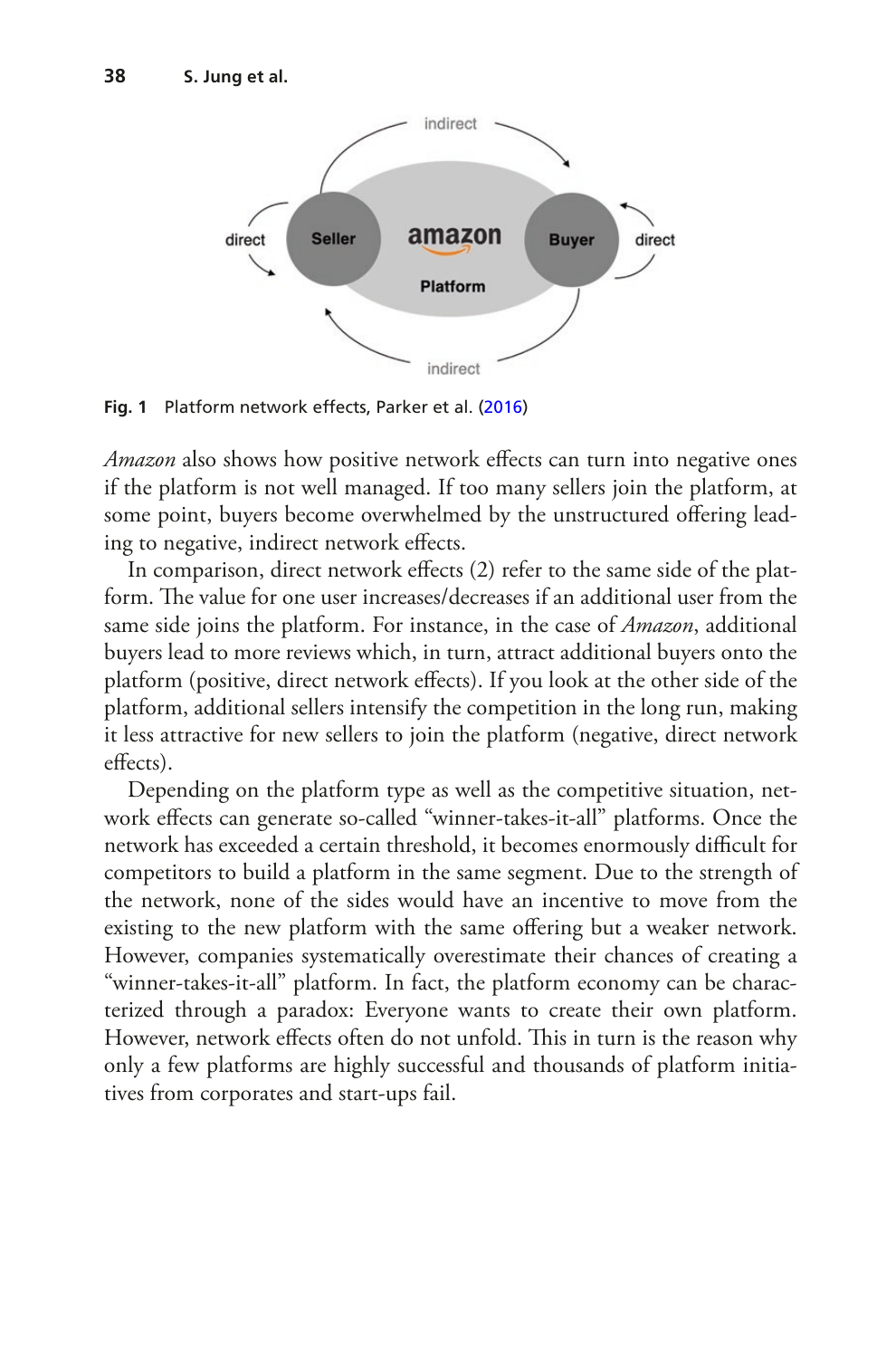Fig. 1 Platform network effects, Parker et al. (2016)

*Amazon* also shows how positive network effects can turn into negative ones if the platform is not well managed. If too many sellers join the platform, at some point, buyers become overwhelmed by the unstructured offering leading to negative, indirect network effects.

In comparison, direct network effects (2) refer to the same side of the platform. The value for one user increases/decreases if an additional user from the same side joins the platform. For instance, in the case of *Amazon*, additional buyers lead to more reviews which, in turn, attract additional buyers onto the platform (positive, direct network effects). If you look at the other side of the platform, additional sellers intensify the competition in the long run, making it less attractive for new sellers to join the platform (negative, direct network effects).

Depending on the platform type as well as the competitive situation, network effects can generate so-called "winner-takes-it-all" platforms. Once the network has exceeded a certain threshold, it becomes enormously difficult for competitors to build a platform in the same segment. Due to the strength of the network, none of the sides would have an incentive to move from the existing to the new platform with the same offering but a weaker network. However, companies systematically overestimate their chances of creating a "winner-takes-it-all" platform. In fact, the platform economy can be characterized through a paradox: Everyone wants to create their own platform. However, network effects often do not unfold. This in turn is the reason why only a few platforms are highly successful and thousands of platform initiatives from corporates and start-ups fail.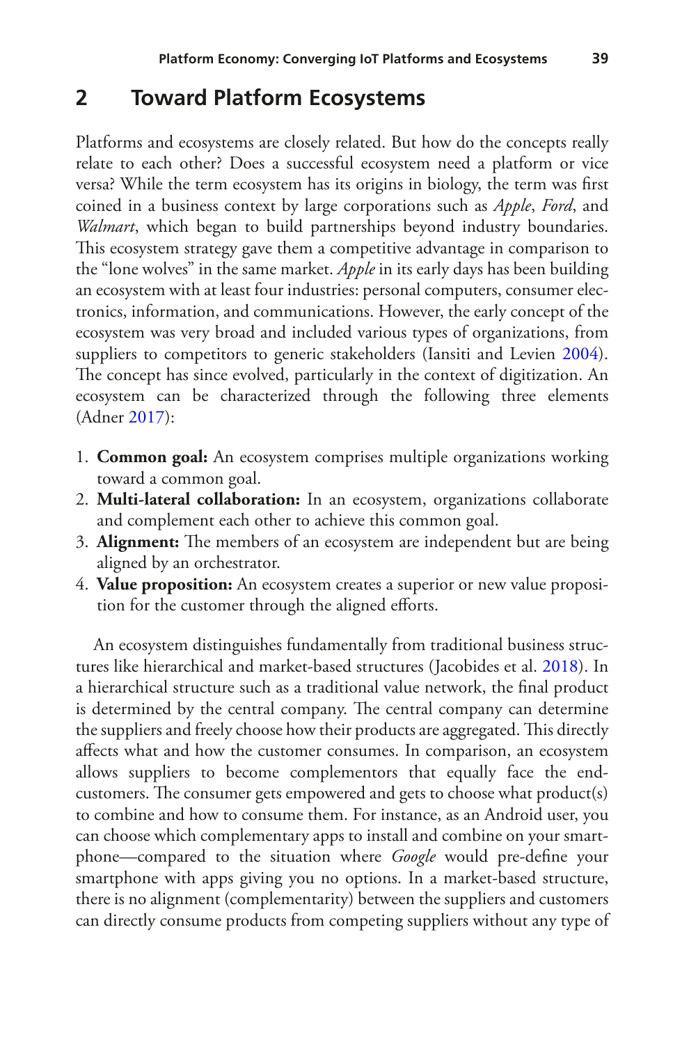## 2 Toward Platform Ecosystems

Platforms and ecosystems are closely related. But how do the concepts really relate to each other? Does a successful ecosystem need a platform or vice versa? While the term ecosystem has its origins in biology, the term was first coined in a business context by large corporations such as *Apple*, *Ford*, and *Walmart*, which began to build partnerships beyond industry boundaries. This ecosystem strategy gave them a competitive advantage in comparison to the "lone wolves" in the same market. *Apple* in its early days has been building an ecosystem with at least four industries: personal computers, consumer electronics, information, and communications. However, the early concept of the ecosystem was very broad and included various types of organizations, from suppliers to competitors to generic stakeholders (Iansiti and Levien 2004). The concept has since evolved, particularly in the context of digitization. An ecosystem can be characterized through the following three elements (Adner 2017):

1. **Common goal:** An ecosystem comprises multiple organizations working toward a common goal.
2. **Multi-lateral collaboration:** In an ecosystem, organizations collaborate and complement each other to achieve this common goal.
3. **Alignment:** The members of an ecosystem are independent but are being aligned by an orchestrator.
4. **Value proposition:** An ecosystem creates a superior or new value proposition for the customer through the aligned efforts.

An ecosystem distinguishes fundamentally from traditional business structures like hierarchical and market-based structures (Jacobides et al. 2018). In a hierarchical structure such as a traditional value network, the final product is determined by the central company. The central company can determine the suppliers and freely choose how their products are aggregated. This directly affects what and how the customer consumes. In comparison, an ecosystem allows suppliers to become complementors that equally face the end-customers. The consumer gets empowered and gets to choose what product(s) to combine and how to consume them. For instance, as an Android user, you can choose which complementary apps to install and combine on your smartphone—compared to the situation where *Google* would pre-define your smartphone with apps giving you no options. In a market-based structure, there is no alignment (complementarity) between the suppliers and customers can directly consume products from competing suppliers without any type of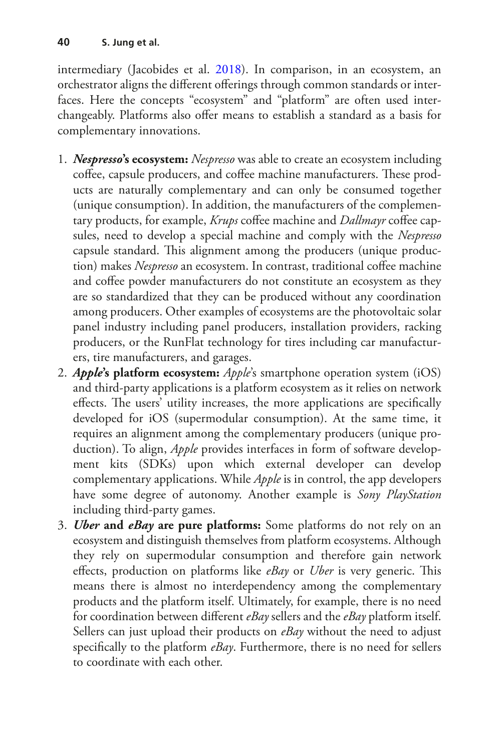intermediary (Jacobides et al. 2018). In comparison, in an ecosystem, an orchestrator aligns the different offerings through common standards or interfaces. Here the concepts "ecosystem" and "platform" are often used interchangeably. Platforms also offer means to establish a standard as a basis for complementary innovations.

1. ***Nespresso*'s ecosystem:** *Nespresso* was able to create an ecosystem including coffee, capsule producers, and coffee machine manufacturers. These products are naturally complementary and can only be consumed together (unique consumption). In addition, the manufacturers of the complementary products, for example, *Krups* coffee machine and *Dallmayr* coffee capsules, need to develop a special machine and comply with the *Nespresso* capsule standard. This alignment among the producers (unique production) makes *Nespresso* an ecosystem. In contrast, traditional coffee machine and coffee powder manufacturers do not constitute an ecosystem as they are so standardized that they can be produced without any coordination among producers. Other examples of ecosystems are the photovoltaic solar panel industry including panel producers, installation providers, racking producers, or the RunFlat technology for tires including car manufacturers, tire manufacturers, and garages.
2. ***Apple*'s platform ecosystem:** *Apple*'s smartphone operation system (iOS) and third-party applications is a platform ecosystem as it relies on network effects. The users' utility increases, the more applications are specifically developed for iOS (supermodular consumption). At the same time, it requires an alignment among the complementary producers (unique production). To align, *Apple* provides interfaces in form of software development kits (SDKs) upon which external developer can develop complementary applications. While *Apple* is in control, the app developers have some degree of autonomy. Another example is *Sony PlayStation* including third-party games.
3. ***Uber* and *eBay* are pure platforms:** Some platforms do not rely on an ecosystem and distinguish themselves from platform ecosystems. Although they rely on supermodular consumption and therefore gain network effects, production on platforms like *eBay* or *Uber* is very generic. This means there is almost no interdependency among the complementary products and the platform itself. Ultimately, for example, there is no need for coordination between different *eBay* sellers and the *eBay* platform itself. Sellers can just upload their products on *eBay* without the need to adjust specifically to the platform *eBay*. Furthermore, there is no need for sellers to coordinate with each other.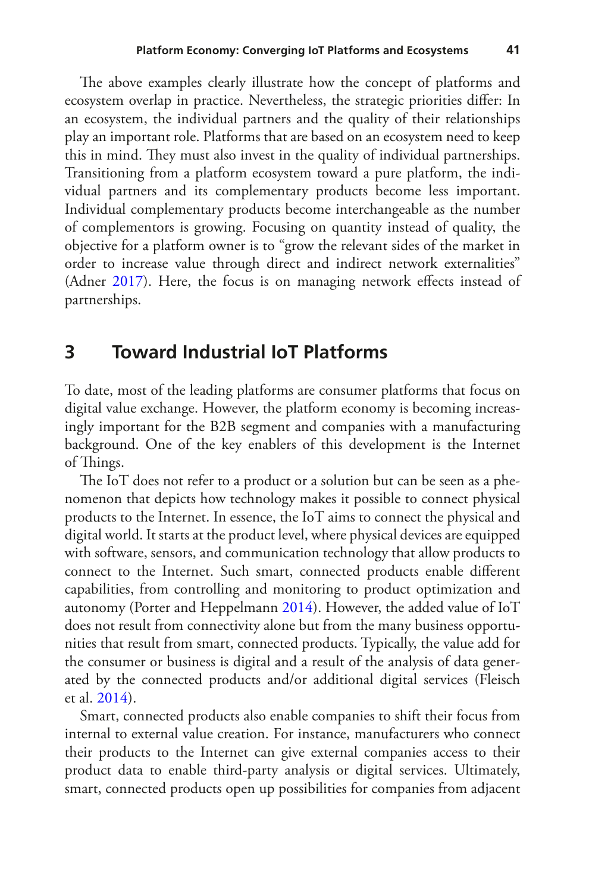The above examples clearly illustrate how the concept of platforms and ecosystem overlap in practice. Nevertheless, the strategic priorities differ: In an ecosystem, the individual partners and the quality of their relationships play an important role. Platforms that are based on an ecosystem need to keep this in mind. They must also invest in the quality of individual partnerships. Transitioning from a platform ecosystem toward a pure platform, the individual partners and its complementary products become less important. Individual complementary products become interchangeable as the number of complementors is growing. Focusing on quantity instead of quality, the objective for a platform owner is to "grow the relevant sides of the market in order to increase value through direct and indirect network externalities" (Adner 2017). Here, the focus is on managing network effects instead of partnerships.

## 3 Toward Industrial IoT Platforms

To date, most of the leading platforms are consumer platforms that focus on digital value exchange. However, the platform economy is becoming increasingly important for the B2B segment and companies with a manufacturing background. One of the key enablers of this development is the Internet of Things.

The IoT does not refer to a product or a solution but can be seen as a phenomenon that depicts how technology makes it possible to connect physical products to the Internet. In essence, the IoT aims to connect the physical and digital world. It starts at the product level, where physical devices are equipped with software, sensors, and communication technology that allow products to connect to the Internet. Such smart, connected products enable different capabilities, from controlling and monitoring to product optimization and autonomy (Porter and Heppelmann 2014). However, the added value of IoT does not result from connectivity alone but from the many business opportunities that result from smart, connected products. Typically, the value add for the consumer or business is digital and a result of the analysis of data generated by the connected products and/or additional digital services (Fleisch et al. 2014).

Smart, connected products also enable companies to shift their focus from internal to external value creation. For instance, manufacturers who connect their products to the Internet can give external companies access to their product data to enable third-party analysis or digital services. Ultimately, smart, connected products open up possibilities for companies from adjacent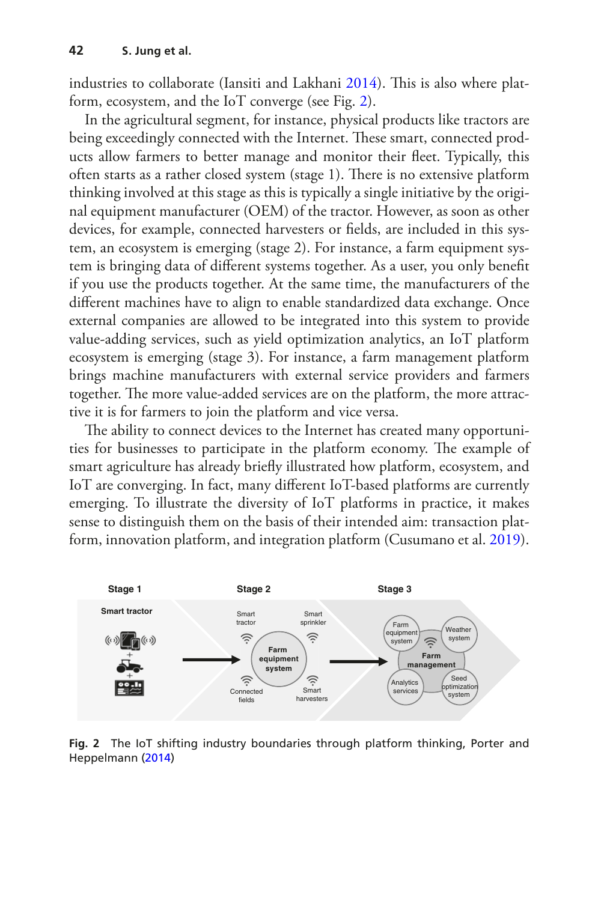industries to collaborate (Iansiti and Lakhani 2014). This is also where platform, ecosystem, and the IoT converge (see Fig. 2).

In the agricultural segment, for instance, physical products like tractors are being exceedingly connected with the Internet. These smart, connected products allow farmers to better manage and monitor their fleet. Typically, this often starts as a rather closed system (stage 1). There is no extensive platform thinking involved at this stage as this is typically a single initiative by the original equipment manufacturer (OEM) of the tractor. However, as soon as other devices, for example, connected harvesters or fields, are included in this system, an ecosystem is emerging (stage 2). For instance, a farm equipment system is bringing data of different systems together. As a user, you only benefit if you use the products together. At the same time, the manufacturers of the different machines have to align to enable standardized data exchange. Once external companies are allowed to be integrated into this system to provide value-adding services, such as yield optimization analytics, an IoT platform ecosystem is emerging (stage 3). For instance, a farm management platform brings machine manufacturers with external service providers and farmers together. The more value-added services are on the platform, the more attractive it is for farmers to join the platform and vice versa.

The ability to connect devices to the Internet has created many opportunities for businesses to participate in the platform economy. The example of smart agriculture has already briefly illustrated how platform, ecosystem, and IoT are converging. In fact, many different IoT-based platforms are currently emerging. To illustrate the diversity of IoT platforms in practice, it makes sense to distinguish them on the basis of their intended aim: transaction platform, innovation platform, and integration platform (Cusumano et al. 2019).

**Fig. 2** The IoT shifting industry boundaries through platform thinking, Porter and Heppelmann (2014)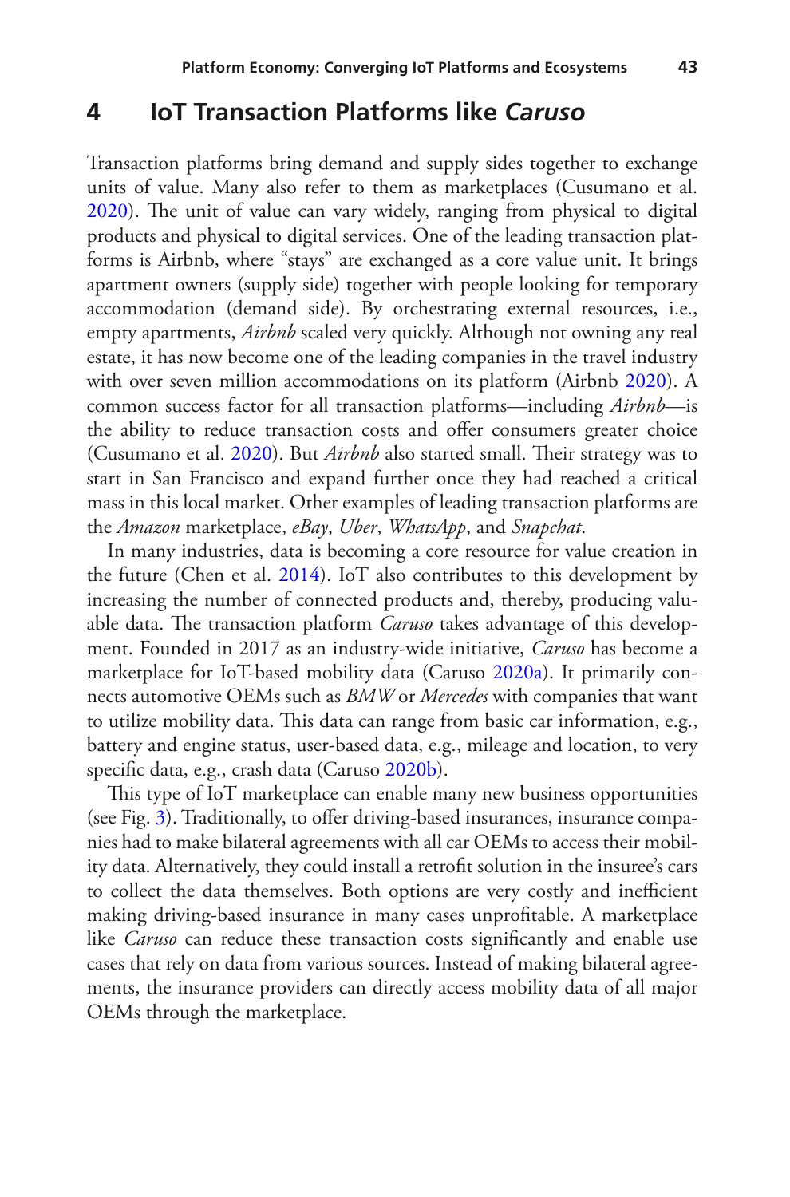## 4 IoT Transaction Platforms like *Caruso*

Transaction platforms bring demand and supply sides together to exchange units of value. Many also refer to them as marketplaces (Cusumano et al. 2020). The unit of value can vary widely, ranging from physical to digital products and physical to digital services. One of the leading transaction platforms is Airbnb, where "stays" are exchanged as a core value unit. It brings apartment owners (supply side) together with people looking for temporary accommodation (demand side). By orchestrating external resources, i.e., empty apartments, *Airbnb* scaled very quickly. Although not owning any real estate, it has now become one of the leading companies in the travel industry with over seven million accommodations on its platform (Airbnb 2020). A common success factor for all transaction platforms—including *Airbnb*—is the ability to reduce transaction costs and offer consumers greater choice (Cusumano et al. 2020). But *Airbnb* also started small. Their strategy was to start in San Francisco and expand further once they had reached a critical mass in this local market. Other examples of leading transaction platforms are the *Amazon* marketplace, *eBay*, *Uber*, *WhatsApp*, and *Snapchat*.

In many industries, data is becoming a core resource for value creation in the future (Chen et al. 2014). IoT also contributes to this development by increasing the number of connected products and, thereby, producing valuable data. The transaction platform *Caruso* takes advantage of this development. Founded in 2017 as an industry-wide initiative, *Caruso* has become a marketplace for IoT-based mobility data (Caruso 2020a). It primarily connects automotive OEMs such as *BMW* or *Mercedes* with companies that want to utilize mobility data. This data can range from basic car information, e.g., battery and engine status, user-based data, e.g., mileage and location, to very specific data, e.g., crash data (Caruso 2020b).

This type of IoT marketplace can enable many new business opportunities (see Fig. 3). Traditionally, to offer driving-based insurances, insurance companies had to make bilateral agreements with all car OEMs to access their mobility data. Alternatively, they could install a retrofit solution in the insuree's cars to collect the data themselves. Both options are very costly and inefficient making driving-based insurance in many cases unprofitable. A marketplace like *Caruso* can reduce these transaction costs significantly and enable use cases that rely on data from various sources. Instead of making bilateral agreements, the insurance providers can directly access mobility data of all major OEMs through the marketplace.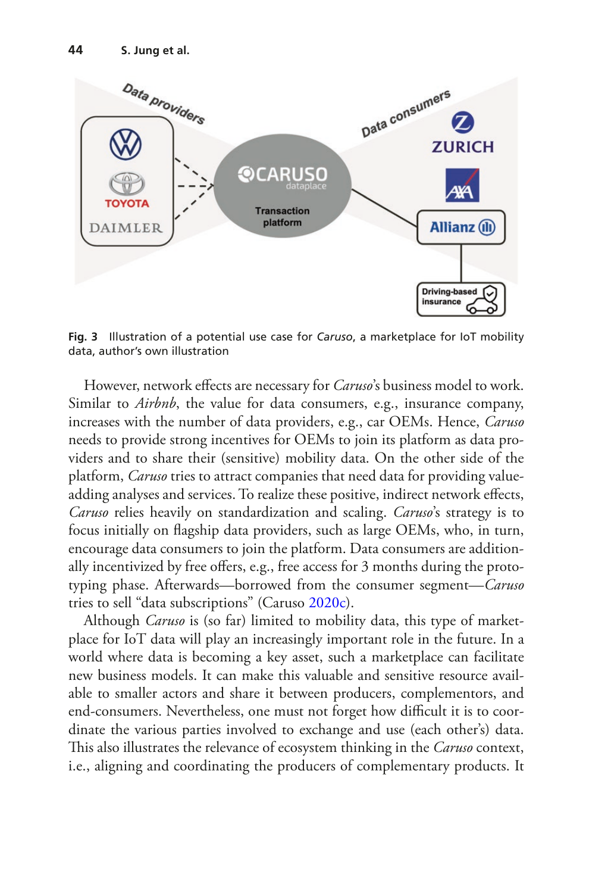**Fig. 3** Illustration of a potential use case for *Caruso*, a marketplace for IoT mobility data, author's own illustration

However, network effects are necessary for *Caruso*'s business model to work. Similar to *Airbnb*, the value for data consumers, e.g., insurance company, increases with the number of data providers, e.g., car OEMs. Hence, *Caruso* needs to provide strong incentives for OEMs to join its platform as data providers and to share their (sensitive) mobility data. On the other side of the platform, *Caruso* tries to attract companies that need data for providing value-adding analyses and services. To realize these positive, indirect network effects, *Caruso* relies heavily on standardization and scaling. *Caruso*'s strategy is to focus initially on flagship data providers, such as large OEMs, who, in turn, encourage data consumers to join the platform. Data consumers are additionally incentivized by free offers, e.g., free access for 3 months during the prototyping phase. Afterwards—borrowed from the consumer segment—*Caruso* tries to sell "data subscriptions" (Caruso 2020c).

Although *Caruso* is (so far) limited to mobility data, this type of marketplace for IoT data will play an increasingly important role in the future. In a world where data is becoming a key asset, such a marketplace can facilitate new business models. It can make this valuable and sensitive resource available to smaller actors and share it between producers, complementors, and end-consumers. Nevertheless, one must not forget how difficult it is to coordinate the various parties involved to exchange and use (each other's) data. This also illustrates the relevance of ecosystem thinking in the *Caruso* context, i.e., aligning and coordinating the producers of complementary products. It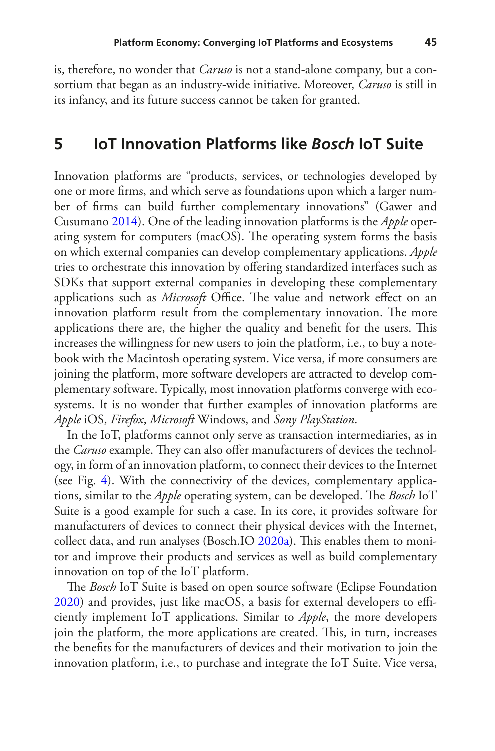is, therefore, no wonder that *Caruso* is not a stand-alone company, but a consortium that began as an industry-wide initiative. Moreover, *Caruso* is still in its infancy, and its future success cannot be taken for granted.

## 5 IoT Innovation Platforms like *Bosch* IoT Suite

Innovation platforms are "products, services, or technologies developed by one or more firms, and which serve as foundations upon which a larger number of firms can build further complementary innovations" (Gawer and Cusumano 2014). One of the leading innovation platforms is the *Apple* operating system for computers (macOS). The operating system forms the basis on which external companies can develop complementary applications. *Apple* tries to orchestrate this innovation by offering standardized interfaces such as SDKs that support external companies in developing these complementary applications such as *Microsoft* Office. The value and network effect on an innovation platform result from the complementary innovation. The more applications there are, the higher the quality and benefit for the users. This increases the willingness for new users to join the platform, i.e., to buy a notebook with the Macintosh operating system. Vice versa, if more consumers are joining the platform, more software developers are attracted to develop complementary software. Typically, most innovation platforms converge with ecosystems. It is no wonder that further examples of innovation platforms are *Apple* iOS, *Firefox*, *Microsoft* Windows, and *Sony PlayStation*.

In the IoT, platforms cannot only serve as transaction intermediaries, as in the *Caruso* example. They can also offer manufacturers of devices the technology, in form of an innovation platform, to connect their devices to the Internet (see Fig. 4). With the connectivity of the devices, complementary applications, similar to the *Apple* operating system, can be developed. The *Bosch* IoT Suite is a good example for such a case. In its core, it provides software for manufacturers of devices to connect their physical devices with the Internet, collect data, and run analyses (Bosch.IO 2020a). This enables them to monitor and improve their products and services as well as build complementary innovation on top of the IoT platform.

The *Bosch* IoT Suite is based on open source software (Eclipse Foundation 2020) and provides, just like macOS, a basis for external developers to efficiently implement IoT applications. Similar to *Apple*, the more developers join the platform, the more applications are created. This, in turn, increases the benefits for the manufacturers of devices and their motivation to join the innovation platform, i.e., to purchase and integrate the IoT Suite. Vice versa,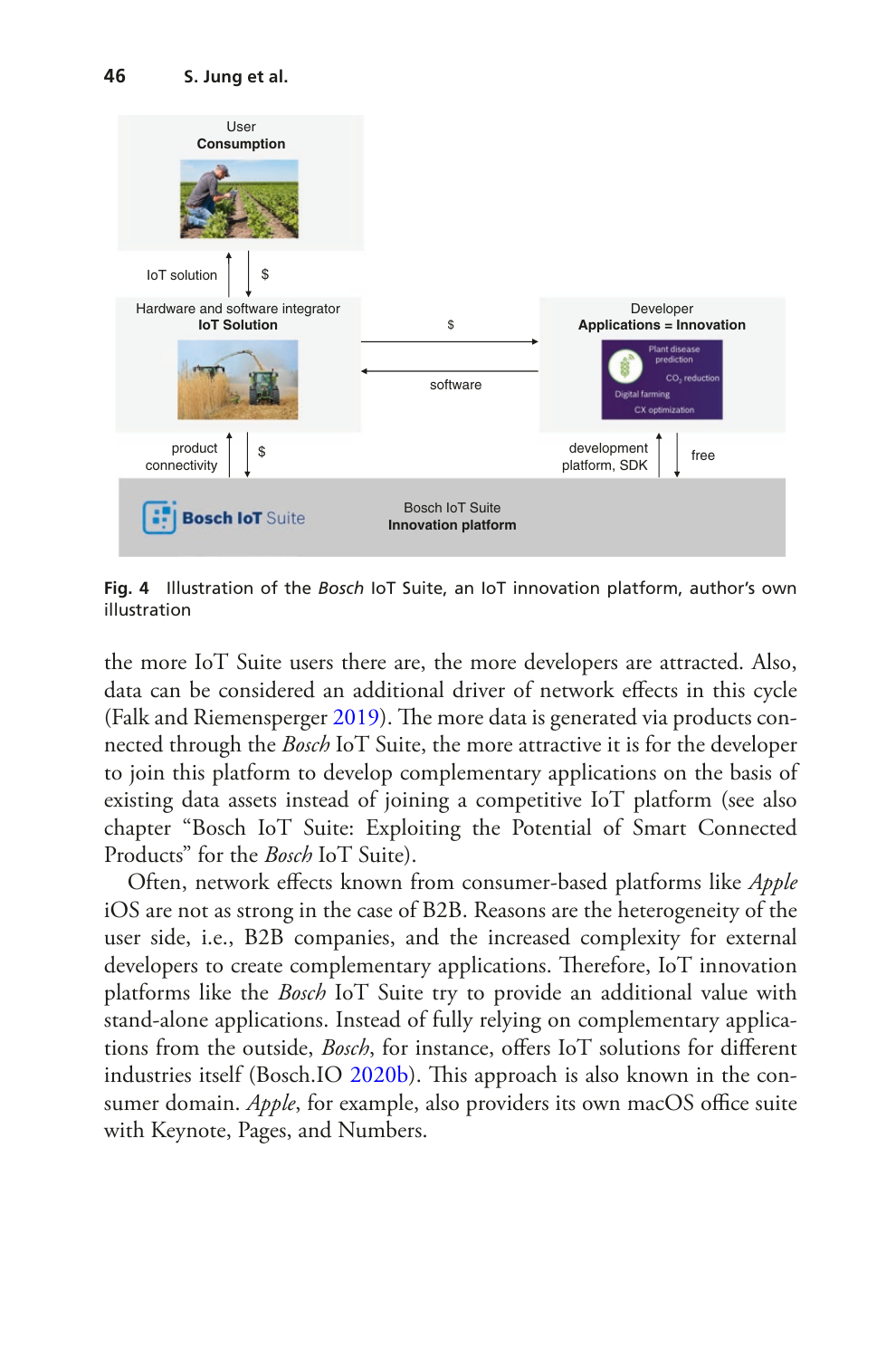**Fig. 4** Illustration of the *Bosch* IoT Suite, an IoT innovation platform, author's own illustration

the more IoT Suite users there are, the more developers are attracted. Also, data can be considered an additional driver of network effects in this cycle (Falk and Riemensperger 2019). The more data is generated via products connected through the *Bosch* IoT Suite, the more attractive it is for the developer to join this platform to develop complementary applications on the basis of existing data assets instead of joining a competitive IoT platform (see also chapter "Bosch IoT Suite: Exploiting the Potential of Smart Connected Products" for the *Bosch* IoT Suite).

Often, network effects known from consumer-based platforms like *Apple* iOS are not as strong in the case of B2B. Reasons are the heterogeneity of the user side, i.e., B2B companies, and the increased complexity for external developers to create complementary applications. Therefore, IoT innovation platforms like the *Bosch* IoT Suite try to provide an additional value with stand-alone applications. Instead of fully relying on complementary applications from the outside, *Bosch*, for instance, offers IoT solutions for different industries itself (Bosch.IO 2020b). This approach is also known in the consumer domain. *Apple*, for example, also providers its own macOS office suite with Keynote, Pages, and Numbers.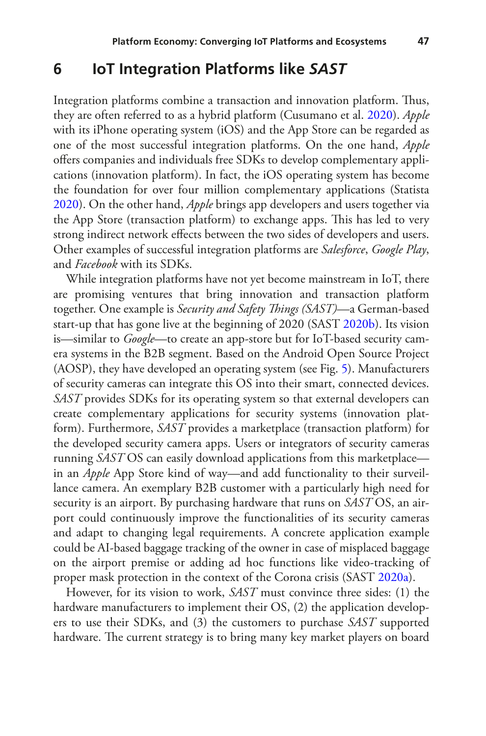## 6 IoT Integration Platforms like *SAST*

Integration platforms combine a transaction and innovation platform. Thus, they are often referred to as a hybrid platform (Cusumano et al. 2020). *Apple* with its iPhone operating system (iOS) and the App Store can be regarded as one of the most successful integration platforms. On the one hand, *Apple* offers companies and individuals free SDKs to develop complementary applications (innovation platform). In fact, the iOS operating system has become the foundation for over four million complementary applications (Statista 2020). On the other hand, *Apple* brings app developers and users together via the App Store (transaction platform) to exchange apps. This has led to very strong indirect network effects between the two sides of developers and users. Other examples of successful integration platforms are *Salesforce*, *Google Play*, and *Facebook* with its SDKs.

While integration platforms have not yet become mainstream in IoT, there are promising ventures that bring innovation and transaction platform together. One example is *Security and Safety Things (SAST)*—a German-based start-up that has gone live at the beginning of 2020 (SAST 2020b). Its vision is—similar to *Google*—to create an app-store but for IoT-based security camera systems in the B2B segment. Based on the Android Open Source Project (AOSP), they have developed an operating system (see Fig. 5). Manufacturers of security cameras can integrate this OS into their smart, connected devices. *SAST* provides SDKs for its operating system so that external developers can create complementary applications for security systems (innovation platform). Furthermore, *SAST* provides a marketplace (transaction platform) for the developed security camera apps. Users or integrators of security cameras running *SAST* OS can easily download applications from this marketplace—in an *Apple* App Store kind of way—and add functionality to their surveillance camera. An exemplary B2B customer with a particularly high need for security is an airport. By purchasing hardware that runs on *SAST* OS, an airport could continuously improve the functionalities of its security cameras and adapt to changing legal requirements. A concrete application example could be AI-based baggage tracking of the owner in case of misplaced baggage on the airport premise or adding ad hoc functions like video-tracking of proper mask protection in the context of the Corona crisis (SAST 2020a).

However, for its vision to work, *SAST* must convince three sides: (1) the hardware manufacturers to implement their OS, (2) the application developers to use their SDKs, and (3) the customers to purchase *SAST* supported hardware. The current strategy is to bring many key market players on board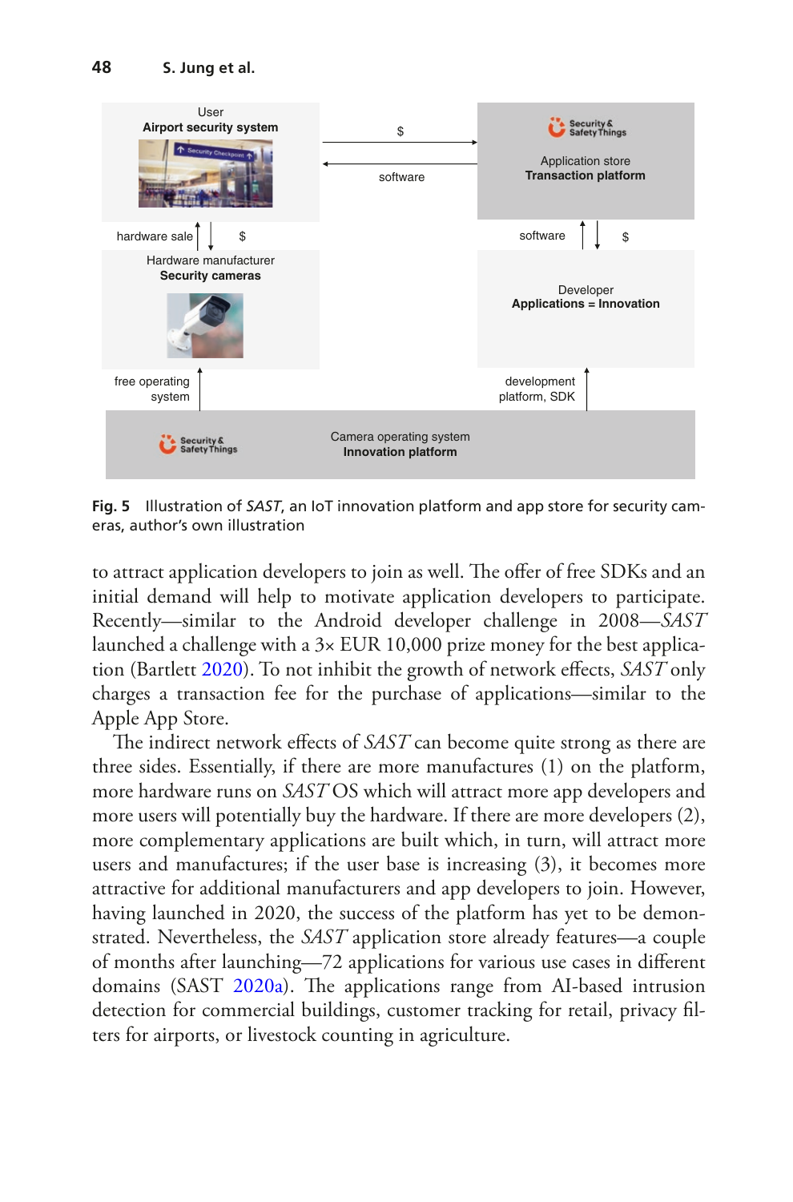**Fig. 5** Illustration of *SAST*, an IoT innovation platform and app store for security cameras, author's own illustration

to attract application developers to join as well. The offer of free SDKs and an initial demand will help to motivate application developers to participate. Recently—similar to the Android developer challenge in 2008—*SAST* launched a challenge with a 3× EUR 10,000 prize money for the best application (Bartlett 2020). To not inhibit the growth of network effects, *SAST* only charges a transaction fee for the purchase of applications—similar to the Apple App Store.

The indirect network effects of *SAST* can become quite strong as there are three sides. Essentially, if there are more manufactures (1) on the platform, more hardware runs on *SAST* OS which will attract more app developers and more users will potentially buy the hardware. If there are more developers (2), more complementary applications are built which, in turn, will attract more users and manufactures; if the user base is increasing (3), it becomes more attractive for additional manufacturers and app developers to join. However, having launched in 2020, the success of the platform has yet to be demonstrated. Nevertheless, the *SAST* application store already features—a couple of months after launching—72 applications for various use cases in different domains (SAST 2020a). The applications range from AI-based intrusion detection for commercial buildings, customer tracking for retail, privacy filters for airports, or livestock counting in agriculture.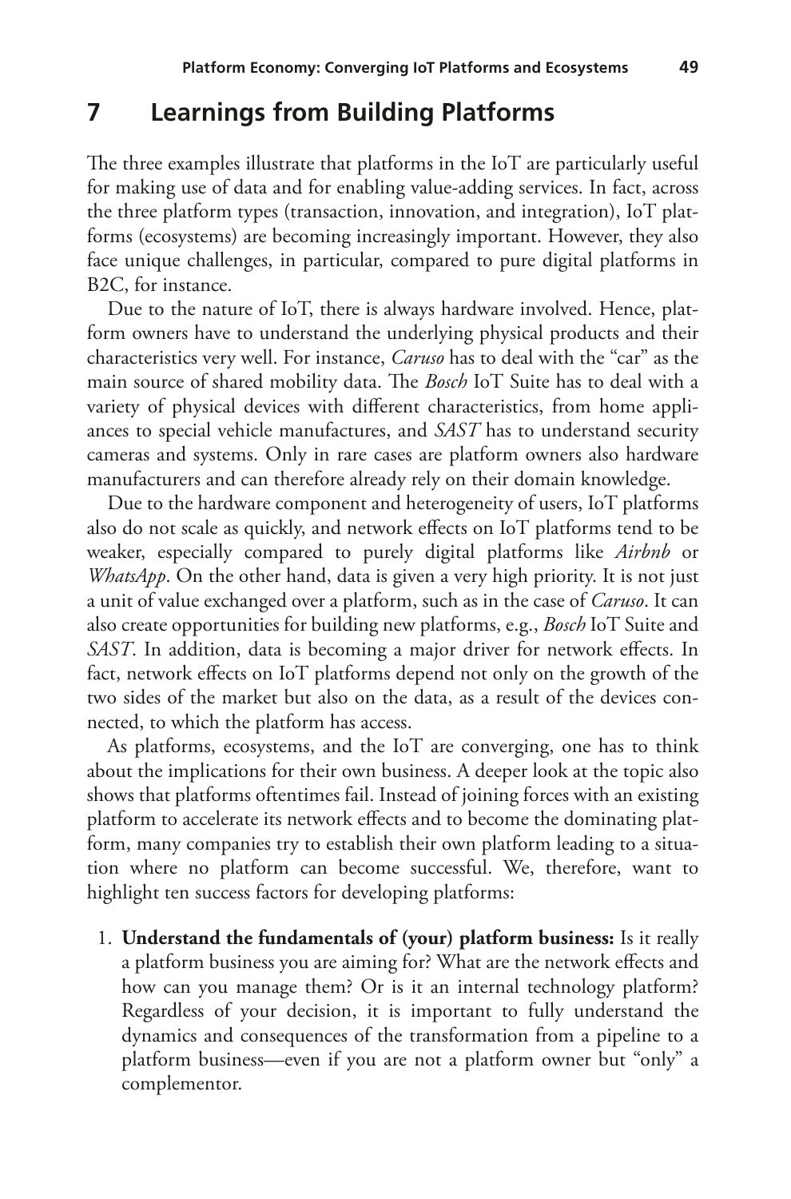## 7 Learnings from Building Platforms

The three examples illustrate that platforms in the IoT are particularly useful for making use of data and for enabling value-adding services. In fact, across the three platform types (transaction, innovation, and integration), IoT platforms (ecosystems) are becoming increasingly important. However, they also face unique challenges, in particular, compared to pure digital platforms in B2C, for instance.

Due to the nature of IoT, there is always hardware involved. Hence, platform owners have to understand the underlying physical products and their characteristics very well. For instance, *Caruso* has to deal with the "car" as the main source of shared mobility data. The *Bosch* IoT Suite has to deal with a variety of physical devices with different characteristics, from home appliances to special vehicle manufactures, and *SAST* has to understand security cameras and systems. Only in rare cases are platform owners also hardware manufacturers and can therefore already rely on their domain knowledge.

Due to the hardware component and heterogeneity of users, IoT platforms also do not scale as quickly, and network effects on IoT platforms tend to be weaker, especially compared to purely digital platforms like *Airbnb* or *WhatsApp*. On the other hand, data is given a very high priority. It is not just a unit of value exchanged over a platform, such as in the case of *Caruso*. It can also create opportunities for building new platforms, e.g., *Bosch* IoT Suite and *SAST*. In addition, data is becoming a major driver for network effects. In fact, network effects on IoT platforms depend not only on the growth of the two sides of the market but also on the data, as a result of the devices connected, to which the platform has access.

As platforms, ecosystems, and the IoT are converging, one has to think about the implications for their own business. A deeper look at the topic also shows that platforms oftentimes fail. Instead of joining forces with an existing platform to accelerate its network effects and to become the dominating platform, many companies try to establish their own platform leading to a situation where no platform can become successful. We, therefore, want to highlight ten success factors for developing platforms:

1. **Understand the fundamentals of (your) platform business:** Is it really a platform business you are aiming for? What are the network effects and how can you manage them? Or is it an internal technology platform? Regardless of your decision, it is important to fully understand the dynamics and consequences of the transformation from a pipeline to a platform business—even if you are not a platform owner but "only" a complementor.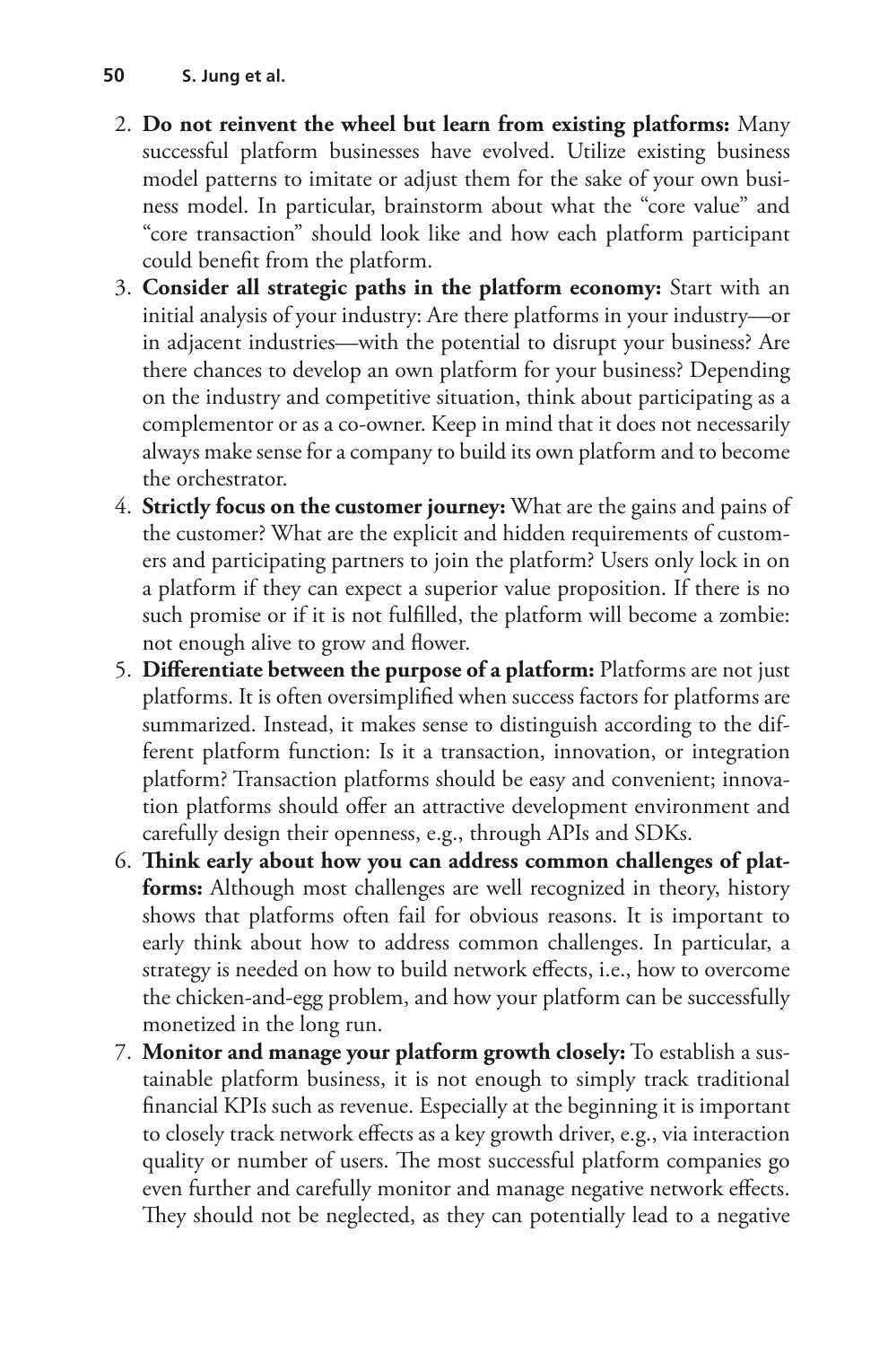2. **Do not reinvent the wheel but learn from existing platforms:** Many successful platform businesses have evolved. Utilize existing business model patterns to imitate or adjust them for the sake of your own business model. In particular, brainstorm about what the "core value" and "core transaction" should look like and how each platform participant could benefit from the platform.
3. **Consider all strategic paths in the platform economy:** Start with an initial analysis of your industry: Are there platforms in your industry—or in adjacent industries—with the potential to disrupt your business? Are there chances to develop an own platform for your business? Depending on the industry and competitive situation, think about participating as a complementor or as a co-owner. Keep in mind that it does not necessarily always make sense for a company to build its own platform and to become the orchestrator.
4. **Strictly focus on the customer journey:** What are the gains and pains of the customer? What are the explicit and hidden requirements of customers and participating partners to join the platform? Users only lock in on a platform if they can expect a superior value proposition. If there is no such promise or if it is not fulfilled, the platform will become a zombie: not enough alive to grow and flower.
5. **Differentiate between the purpose of a platform:** Platforms are not just platforms. It is often oversimplified when success factors for platforms are summarized. Instead, it makes sense to distinguish according to the different platform function: Is it a transaction, innovation, or integration platform? Transaction platforms should be easy and convenient; innovation platforms should offer an attractive development environment and carefully design their openness, e.g., through APIs and SDKs.
6. **Think early about how you can address common challenges of platforms:** Although most challenges are well recognized in theory, history shows that platforms often fail for obvious reasons. It is important to early think about how to address common challenges. In particular, a strategy is needed on how to build network effects, i.e., how to overcome the chicken-and-egg problem, and how your platform can be successfully monetized in the long run.
7. **Monitor and manage your platform growth closely:** To establish a sustainable platform business, it is not enough to simply track traditional financial KPIs such as revenue. Especially at the beginning it is important to closely track network effects as a key growth driver, e.g., via interaction quality or number of users. The most successful platform companies go even further and carefully monitor and manage negative network effects. They should not be neglected, as they can potentially lead to a negative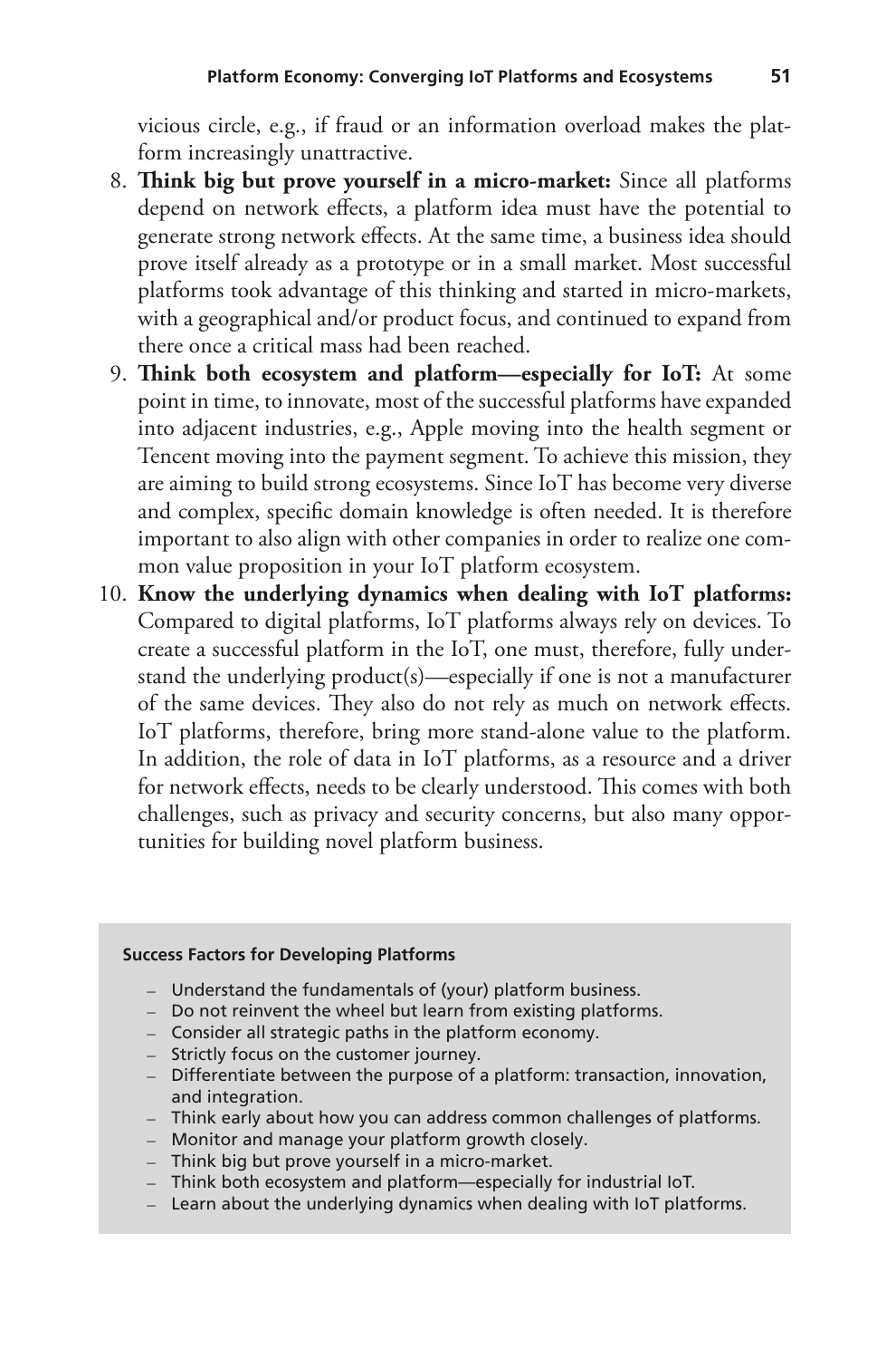vicious circle, e.g., if fraud or an information overload makes the platform increasingly unattractive.

8. **Think big but prove yourself in a micro-market:** Since all platforms depend on network effects, a platform idea must have the potential to generate strong network effects. At the same time, a business idea should prove itself already as a prototype or in a small market. Most successful platforms took advantage of this thinking and started in micro-markets, with a geographical and/or product focus, and continued to expand from there once a critical mass had been reached.
9. **Think both ecosystem and platform—especially for IoT:** At some point in time, to innovate, most of the successful platforms have expanded into adjacent industries, e.g., Apple moving into the health segment or Tencent moving into the payment segment. To achieve this mission, they are aiming to build strong ecosystems. Since IoT has become very diverse and complex, specific domain knowledge is often needed. It is therefore important to also align with other companies in order to realize one common value proposition in your IoT platform ecosystem.
10. **Know the underlying dynamics when dealing with IoT platforms:** Compared to digital platforms, IoT platforms always rely on devices. To create a successful platform in the IoT, one must, therefore, fully understand the underlying product(s)—especially if one is not a manufacturer of the same devices. They also do not rely as much on network effects. IoT platforms, therefore, bring more stand-alone value to the platform. In addition, the role of data in IoT platforms, as a resource and a driver for network effects, needs to be clearly understood. This comes with both challenges, such as privacy and security concerns, but also many opportunities for building novel platform business.

**Success Factors for Developing Platforms**

- Understand the fundamentals of (your) platform business.
- Do not reinvent the wheel but learn from existing platforms.
- Consider all strategic paths in the platform economy.
- Strictly focus on the customer journey.
- Differentiate between the purpose of a platform: transaction, innovation, and integration.
- Think early about how you can address common challenges of platforms.
- Monitor and manage your platform growth closely.
- Think big but prove yourself in a micro-market.
- Think both ecosystem and platform—especially for industrial IoT.
- Learn about the underlying dynamics when dealing with IoT platforms.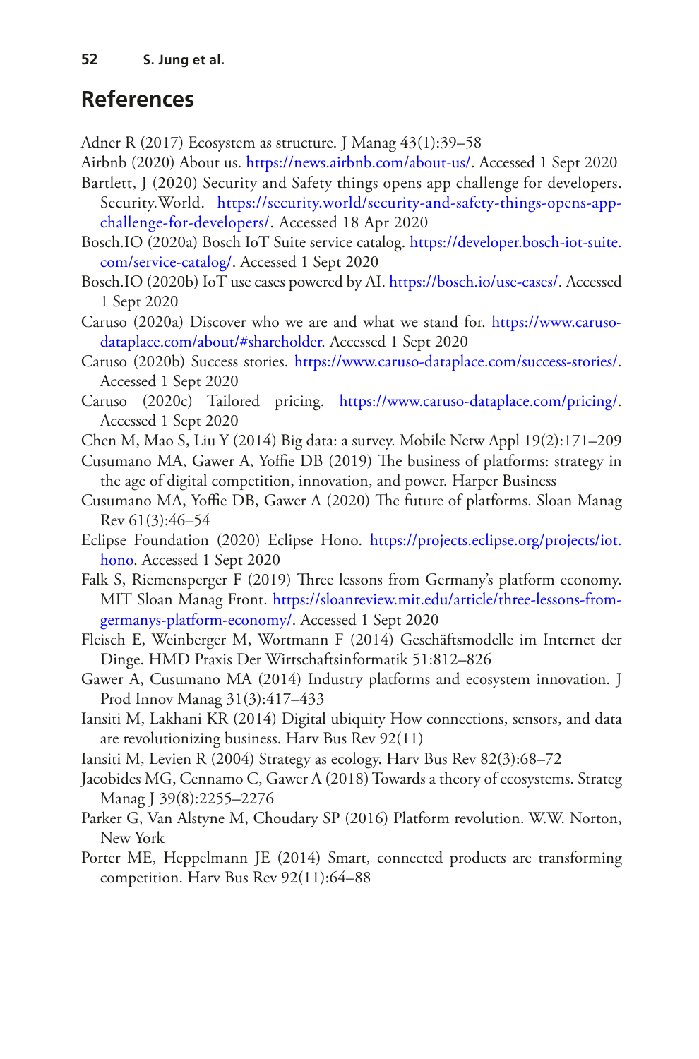## References

Adner R (2017) Ecosystem as structure. J Manag 43(1):39–58

Airbnb (2020) About us. https://news.airbnb.com/about-us/. Accessed 1 Sept 2020

Bartlett, J (2020) Security and Safety things opens app challenge for developers. Security.World. https://security.world/security-and-safety-things-opens-app-challenge-for-developers/. Accessed 18 Apr 2020

Bosch.IO (2020a) Bosch IoT Suite service catalog. https://developer.bosch-iot-suite.com/service-catalog/. Accessed 1 Sept 2020

Bosch.IO (2020b) IoT use cases powered by AI. https://bosch.io/use-cases/. Accessed 1 Sept 2020

Caruso (2020a) Discover who we are and what we stand for. https://www.caruso-dataplace.com/about/#shareholder. Accessed 1 Sept 2020

Caruso (2020b) Success stories. https://www.caruso-dataplace.com/success-stories/. Accessed 1 Sept 2020

Caruso (2020c) Tailored pricing. https://www.caruso-dataplace.com/pricing/. Accessed 1 Sept 2020

Chen M, Mao S, Liu Y (2014) Big data: a survey. Mobile Netw Appl 19(2):171–209

Cusumano MA, Gawer A, Yoffie DB (2019) The business of platforms: strategy in the age of digital competition, innovation, and power. Harper Business

Cusumano MA, Yoffie DB, Gawer A (2020) The future of platforms. Sloan Manag Rev 61(3):46–54

Eclipse Foundation (2020) Eclipse Hono. https://projects.eclipse.org/projects/iot.hono. Accessed 1 Sept 2020

Falk S, Riemensperger F (2019) Three lessons from Germany's platform economy. MIT Sloan Manag Front. https://sloanreview.mit.edu/article/three-lessons-from-germanys-platform-economy/. Accessed 1 Sept 2020

Fleisch E, Weinberger M, Wortmann F (2014) Geschäftsmodelle im Internet der Dinge. HMD Praxis Der Wirtschaftsinformatik 51:812–826

Gawer A, Cusumano MA (2014) Industry platforms and ecosystem innovation. J Prod Innov Manag 31(3):417–433

Iansiti M, Lakhani KR (2014) Digital ubiquity How connections, sensors, and data are revolutionizing business. Harv Bus Rev 92(11)

Iansiti M, Levien R (2004) Strategy as ecology. Harv Bus Rev 82(3):68–72

Jacobides MG, Cennamo C, Gawer A (2018) Towards a theory of ecosystems. Strateg Manag J 39(8):2255–2276

Parker G, Van Alstyne M, Choudary SP (2016) Platform revolution. W.W. Norton, New York

Porter ME, Heppelmann JE (2014) Smart, connected products are transforming competition. Harv Bus Rev 92(11):64–88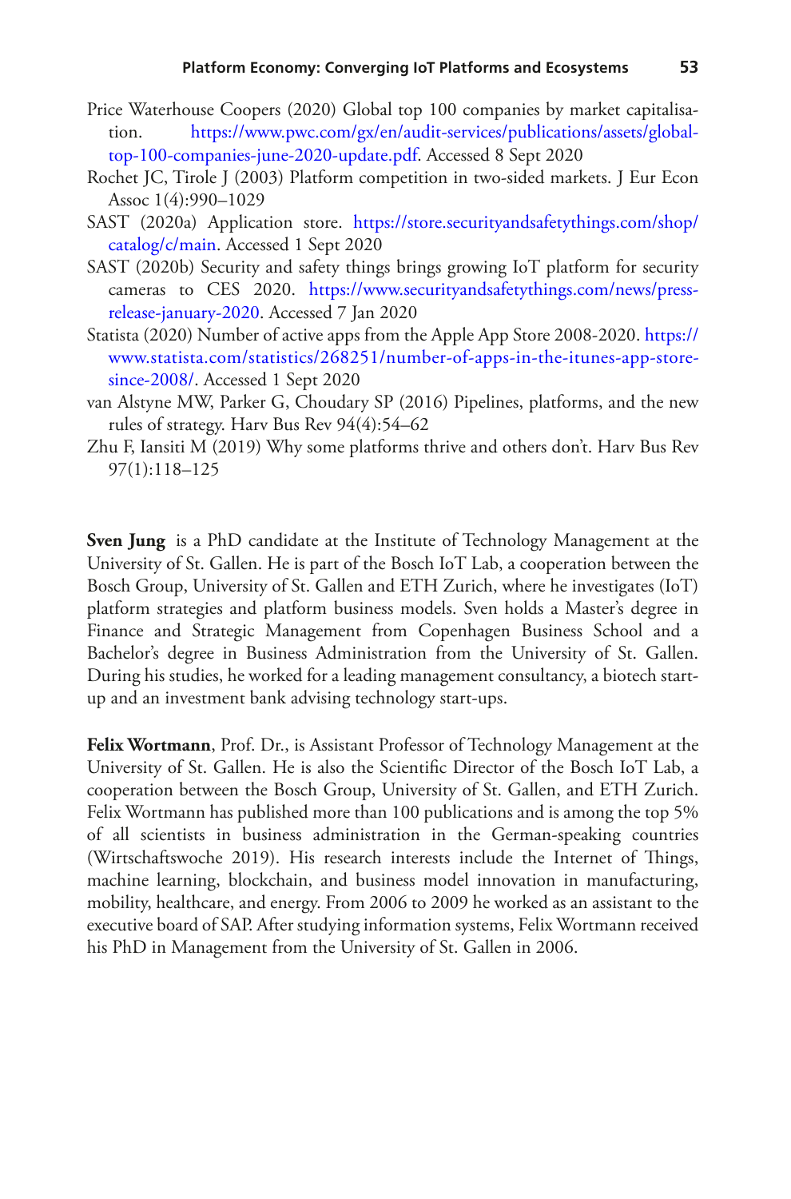Price Waterhouse Coopers (2020) Global top 100 companies by market capitalisation. https://www.pwc.com/gx/en/audit-services/publications/assets/global-top-100-companies-june-2020-update.pdf. Accessed 8 Sept 2020

Rochet JC, Tirole J (2003) Platform competition in two-sided markets. J Eur Econ Assoc 1(4):990–1029

SAST (2020a) Application store. https://store.securityandsafetythings.com/shop/catalog/c/main. Accessed 1 Sept 2020

SAST (2020b) Security and safety things brings growing IoT platform for security cameras to CES 2020. https://www.securityandsafetythings.com/news/press-release-january-2020. Accessed 7 Jan 2020

Statista (2020) Number of active apps from the Apple App Store 2008-2020. https://www.statista.com/statistics/268251/number-of-apps-in-the-itunes-app-store-since-2008/. Accessed 1 Sept 2020

van Alstyne MW, Parker G, Choudary SP (2016) Pipelines, platforms, and the new rules of strategy. Harv Bus Rev 94(4):54–62

Zhu F, Iansiti M (2019) Why some platforms thrive and others don't. Harv Bus Rev 97(1):118–125

**Sven Jung** is a PhD candidate at the Institute of Technology Management at the University of St. Gallen. He is part of the Bosch IoT Lab, a cooperation between the Bosch Group, University of St. Gallen and ETH Zurich, where he investigates (IoT) platform strategies and platform business models. Sven holds a Master's degree in Finance and Strategic Management from Copenhagen Business School and a Bachelor's degree in Business Administration from the University of St. Gallen. During his studies, he worked for a leading management consultancy, a biotech start-up and an investment bank advising technology start-ups.

**Felix Wortmann**, Prof. Dr., is Assistant Professor of Technology Management at the University of St. Gallen. He is also the Scientific Director of the Bosch IoT Lab, a cooperation between the Bosch Group, University of St. Gallen, and ETH Zurich. Felix Wortmann has published more than 100 publications and is among the top 5% of all scientists in business administration in the German-speaking countries (Wirtschaftswoche 2019). His research interests include the Internet of Things, machine learning, blockchain, and business model innovation in manufacturing, mobility, healthcare, and energy. From 2006 to 2009 he worked as an assistant to the executive board of SAP. After studying information systems, Felix Wortmann received his PhD in Management from the University of St. Gallen in 2006.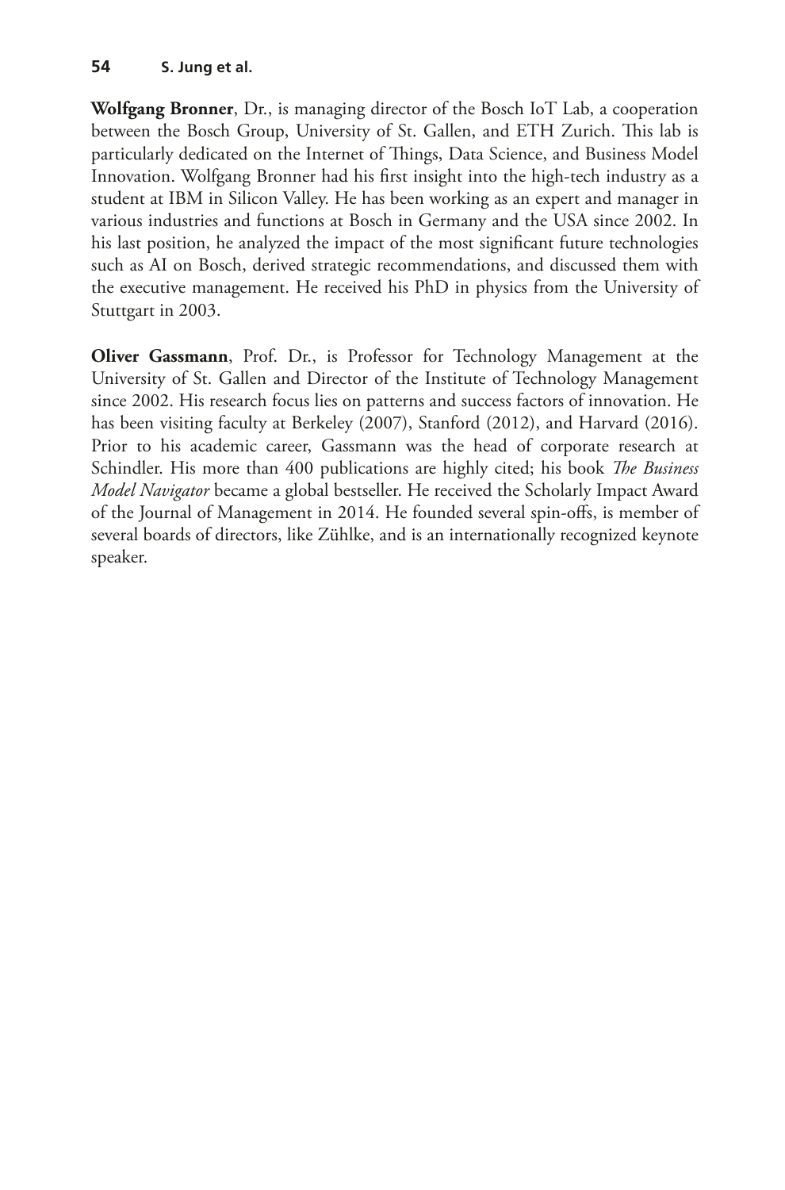**Wolfgang Bronner**, Dr., is managing director of the Bosch IoT Lab, a cooperation between the Bosch Group, University of St. Gallen, and ETH Zurich. This lab is particularly dedicated on the Internet of Things, Data Science, and Business Model Innovation. Wolfgang Bronner had his first insight into the high-tech industry as a student at IBM in Silicon Valley. He has been working as an expert and manager in various industries and functions at Bosch in Germany and the USA since 2002. In his last position, he analyzed the impact of the most significant future technologies such as AI on Bosch, derived strategic recommendations, and discussed them with the executive management. He received his PhD in physics from the University of Stuttgart in 2003.

**Oliver Gassmann**, Prof. Dr., is Professor for Technology Management at the University of St. Gallen and Director of the Institute of Technology Management since 2002. His research focus lies on patterns and success factors of innovation. He has been visiting faculty at Berkeley (2007), Stanford (2012), and Harvard (2016). Prior to his academic career, Gassmann was the head of corporate research at Schindler. His more than 400 publications are highly cited; his book *The Business Model Navigator* became a global bestseller. He received the Scholarly Impact Award of the Journal of Management in 2014. He founded several spin-offs, is member of several boards of directors, like Zühlke, and is an internationally recognized keynote speaker.